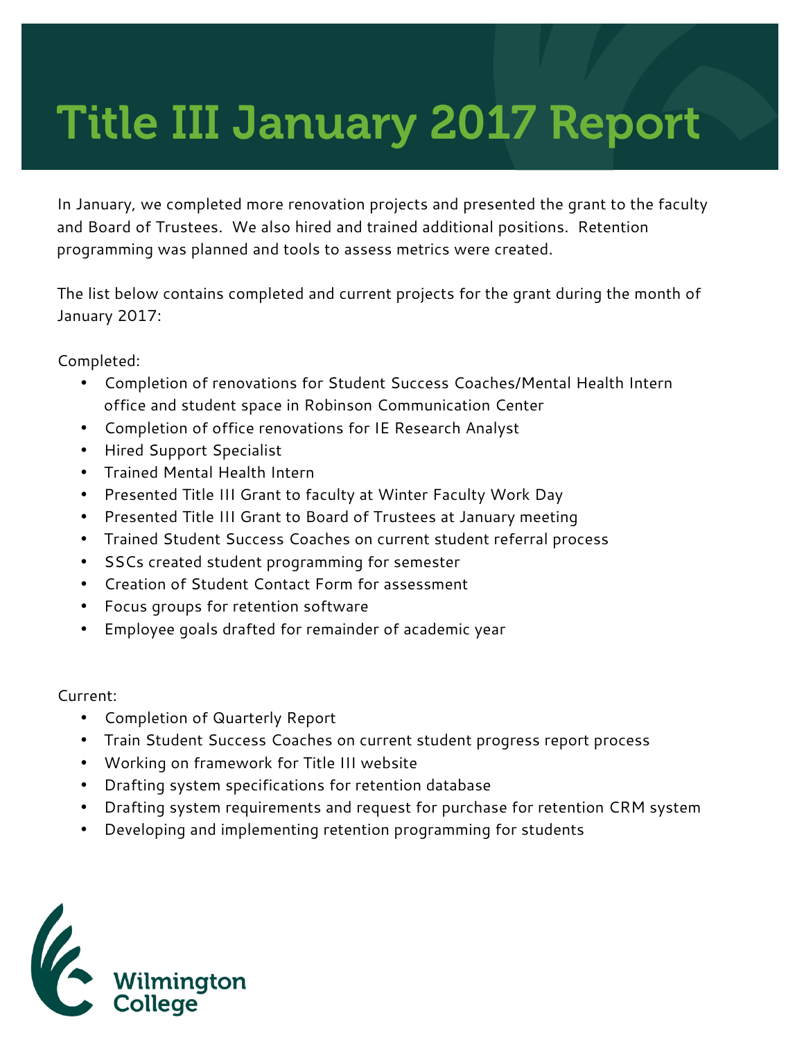# Title III January 2017 Report

In January, we completed more renovation projects and presented the grant to the faculty and Board of Trustees. We also hired and trained additional positions. Retention programming was planned and tools to assess metrics were created.

The list below contains completed and current projects for the grant during the month of January 2017:

Completed:

- Completion of renovations for Student Success Coaches/Mental Health Intern office and student space in Robinson Communication Center
- Completion of office renovations for IE Research Analyst
- Hired Support Specialist
- Trained Mental Health Intern
- Presented Title III Grant to faculty at Winter Faculty Work Day
- Presented Title III Grant to Board of Trustees at January meeting
- Trained Student Success Coaches on current student referral process
- SSCs created student programming for semester
- Creation of Student Contact Form for assessment
- Focus groups for retention software
- Employee goals drafted for remainder of academic year

Current:

- Completion of Quarterly Report
- Train Student Success Coaches on current student progress report process
- Working on framework for Title III website
- Drafting system specifications for retention database
- Drafting system requirements and request for purchase for retention CRM system
- Developing and implementing retention programming for students

Wilmington College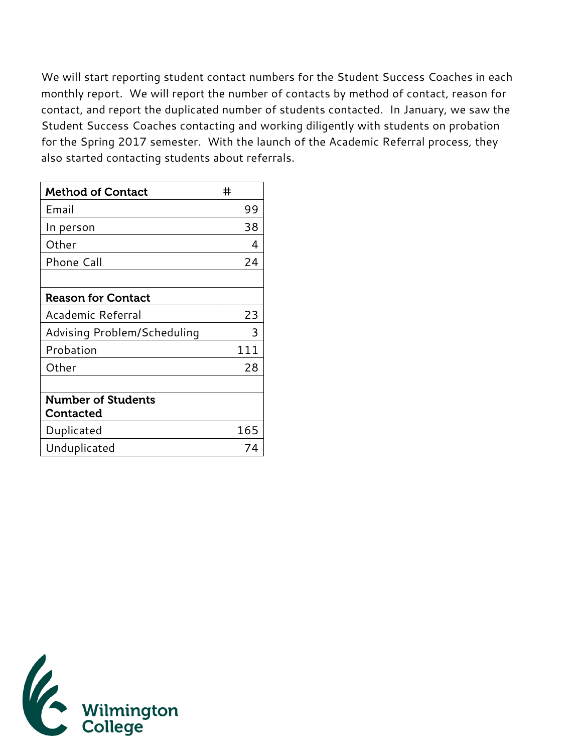We will start reporting student contact numbers for the Student Success Coaches in each monthly report. We will report the number of contacts by method of contact, reason for contact, and report the duplicated number of students contacted. In January, we saw the Student Success Coaches contacting and working diligently with students on probation for the Spring 2017 semester. With the launch of the Academic Referral process, they also started contacting students about referrals.

| **Method of Contact** | # |
|---|---|
| Email | 99 |
| In person | 38 |
| Other | 4 |
| Phone Call | 24 |
| | |
| **Reason for Contact** | |
| Academic Referral | 23 |
| Advising Problem/Scheduling | 3 |
| Probation | 111 |
| Other | 28 |
| | |
| **Number of Students Contacted** | |
| Duplicated | 165 |
| Unduplicated | 74 |

Wilmington College